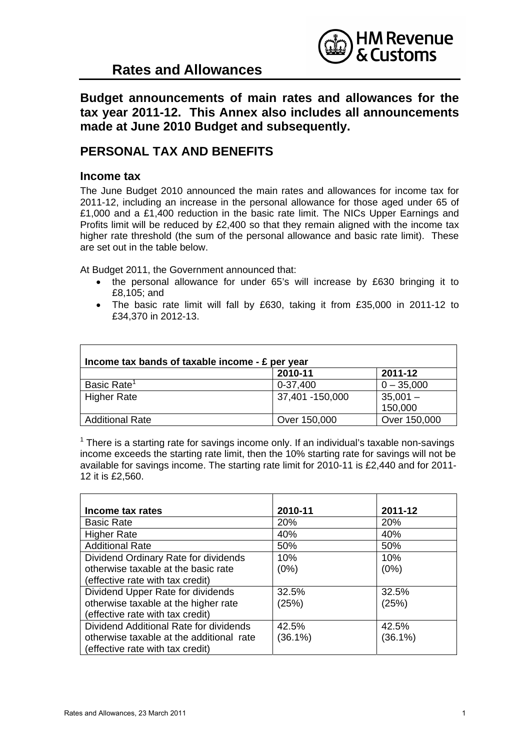# Rates and Allowances

## Budget announcements of main rates and allowances for the tax year 2011-12. This Annex also includes all announcements made at June 2010 Budget and subsequently.

## PERSONAL TAX AND BENEFITS

### Income tax

The June Budget 2010 announced the main rates and allowances for income tax for 2011-12, including an increase in the personal allowance for those aged under 65 of £1,000 and a £1,400 reduction in the basic rate limit. The NICs Upper Earnings and Profits limit will be reduced by £2,400 so that they remain aligned with the income tax higher rate threshold (the sum of the personal allowance and basic rate limit). These are set out in the table below.

At Budget 2011, the Government announced that:

- the personal allowance for under 65's will increase by £630 bringing it to £8,105; and
- The basic rate limit will fall by £630, taking it from £35,000 in 2011-12 to £34,370 in 2012-13.

| Income tax bands of taxable income - £ per year | | |
|---|---|---|
| | 2010-11 | 2011-12 |
| Basic Rate[1] | 0-37,400 | 0 – 35,000 |
| Higher Rate | 37,401 -150,000 | 35,001 – 150,000 |
| Additional Rate | Over 150,000 | Over 150,000 |

[1] There is a starting rate for savings income only. If an individual's taxable non-savings income exceeds the starting rate limit, then the 10% starting rate for savings will not be available for savings income. The starting rate limit for 2010-11 is £2,440 and for 2011-12 it is £2,560.

| Income tax rates | 2010-11 | 2011-12 |
|---|---|---|
| Basic Rate | 20% | 20% |
| Higher Rate | 40% | 40% |
| Additional Rate | 50% | 50% |
| Dividend Ordinary Rate for dividends otherwise taxable at the basic rate (effective rate with tax credit) | 10% (0%) | 10% (0%) |
| Dividend Upper Rate for dividends otherwise taxable at the higher rate (effective rate with tax credit) | 32.5% (25%) | 32.5% (25%) |
| Dividend Additional Rate for dividends otherwise taxable at the additional rate (effective rate with tax credit) | 42.5% (36.1%) | 42.5% (36.1%) |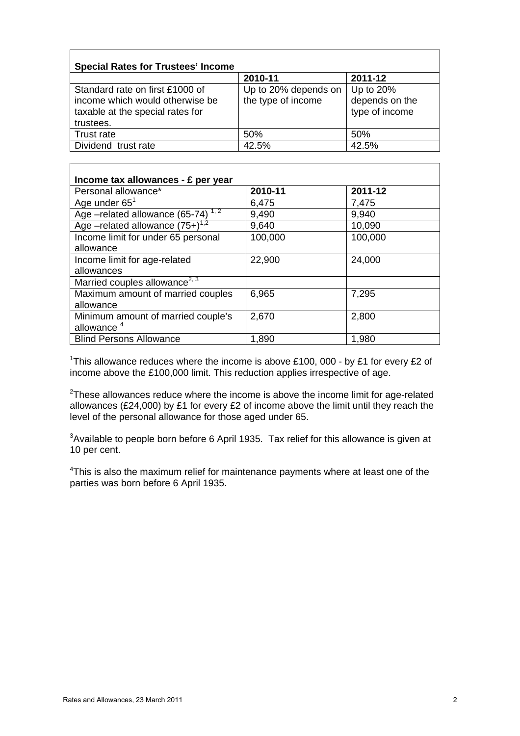| Special Rates for Trustees' Income | | |
|---|---|---|
| | **2010-11** | **2011-12** |
| Standard rate on first £1000 of income which would otherwise be taxable at the special rates for trustees. | Up to 20% depends on the type of income | Up to 20% depends on the type of income |
| Trust rate | 50% | 50% |
| Dividend trust rate | 42.5% | 42.5% |

| Income tax allowances - £ per year | | |
|---|---|---|
| Personal allowance* | **2010-11** | **2011-12** |
| Age under 65[1] | 6,475 | 7,475 |
| Age –related allowance (65-74) [1, 2] | 9,490 | 9,940 |
| Age –related allowance (75+)[1,2] | 9,640 | 10,090 |
| Income limit for under 65 personal allowance | 100,000 | 100,000 |
| Income limit for age-related allowances | 22,900 | 24,000 |
| Married couples allowance[2, 3] | | |
| Maximum amount of married couples allowance | 6,965 | 7,295 |
| Minimum amount of married couple's allowance [4] | 2,670 | 2,800 |
| Blind Persons Allowance | 1,890 | 1,980 |

[1]This allowance reduces where the income is above £100, 000 - by £1 for every £2 of income above the £100,000 limit. This reduction applies irrespective of age.

[2]These allowances reduce where the income is above the income limit for age-related allowances (£24,000) by £1 for every £2 of income above the limit until they reach the level of the personal allowance for those aged under 65.

[3]Available to people born before 6 April 1935. Tax relief for this allowance is given at 10 per cent.

[4]This is also the maximum relief for maintenance payments where at least one of the parties was born before 6 April 1935.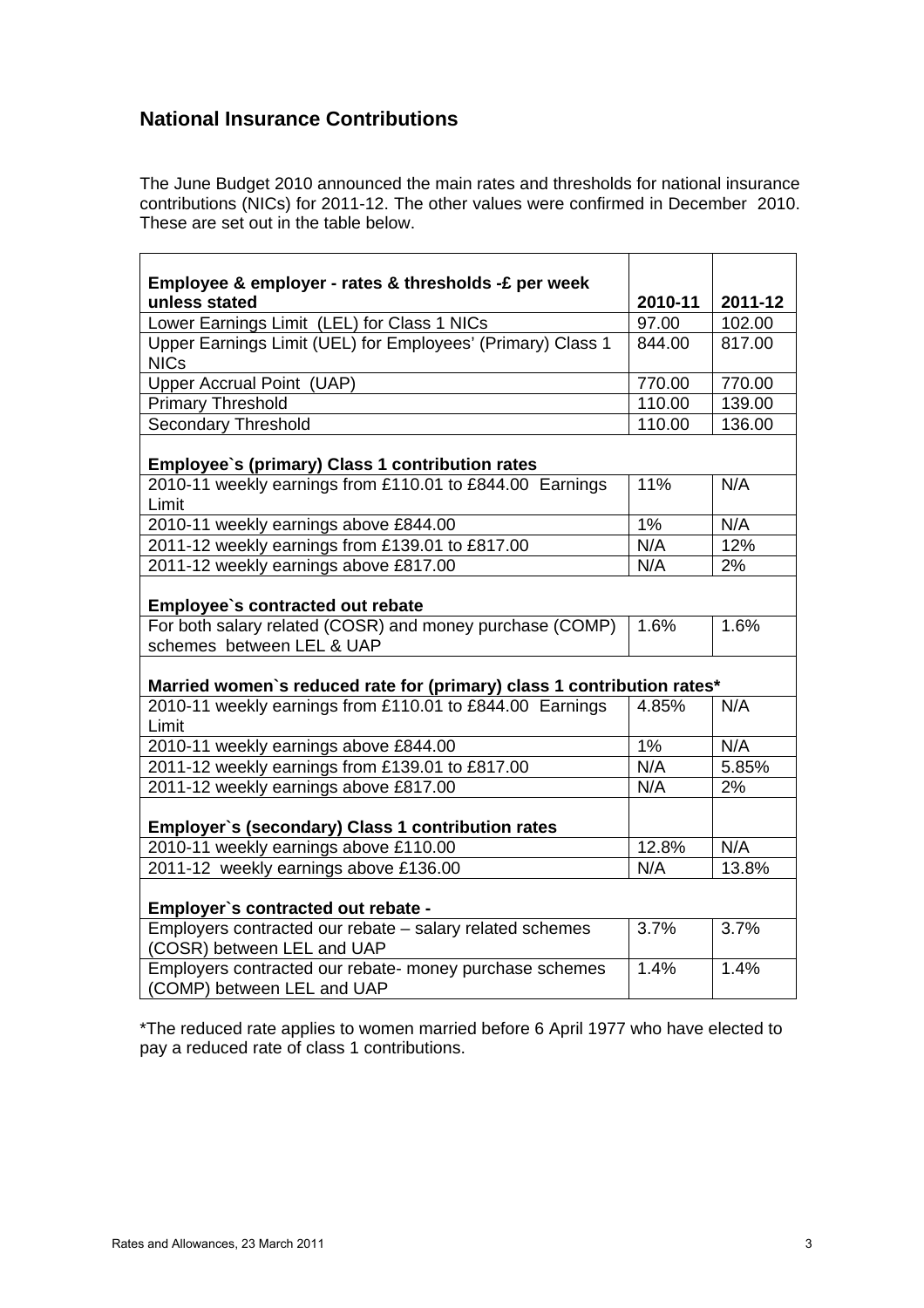## National Insurance Contributions

The June Budget 2010 announced the main rates and thresholds for national insurance contributions (NICs) for 2011-12. The other values were confirmed in December 2010. These are set out in the table below.

| Employee & employer - rates & thresholds -£ per week unless stated | 2010-11 | 2011-12 |
|---|---|---|
| Lower Earnings Limit (LEL) for Class 1 NICs | 97.00 | 102.00 |
| Upper Earnings Limit (UEL) for Employees' (Primary) Class 1 NICs | 844.00 | 817.00 |
| Upper Accrual Point (UAP) | 770.00 | 770.00 |
| Primary Threshold | 110.00 | 139.00 |
| Secondary Threshold | 110.00 | 136.00 |
| **Employee`s (primary) Class 1 contribution rates** | | |
| 2010-11 weekly earnings from £110.01 to £844.00 Earnings Limit | 11% | N/A |
| 2010-11 weekly earnings above £844.00 | 1% | N/A |
| 2011-12 weekly earnings from £139.01 to £817.00 | N/A | 12% |
| 2011-12 weekly earnings above £817.00 | N/A | 2% |
| **Employee`s contracted out rebate** | | |
| For both salary related (COSR) and money purchase (COMP) schemes between LEL & UAP | 1.6% | 1.6% |
| **Married women`s reduced rate for (primary) class 1 contribution rates*** | | |
| 2010-11 weekly earnings from £110.01 to £844.00 Earnings Limit | 4.85% | N/A |
| 2010-11 weekly earnings above £844.00 | 1% | N/A |
| 2011-12 weekly earnings from £139.01 to £817.00 | N/A | 5.85% |
| 2011-12 weekly earnings above £817.00 | N/A | 2% |
| **Employer`s (secondary) Class 1 contribution rates** | | |
| 2010-11 weekly earnings above £110.00 | 12.8% | N/A |
| 2011-12 weekly earnings above £136.00 | N/A | 13.8% |
| **Employer`s contracted out rebate -** | | |
| Employers contracted our rebate – salary related schemes (COSR) between LEL and UAP | 3.7% | 3.7% |
| Employers contracted our rebate- money purchase schemes (COMP) between LEL and UAP | 1.4% | 1.4% |

*The reduced rate applies to women married before 6 April 1977 who have elected to pay a reduced rate of class 1 contributions.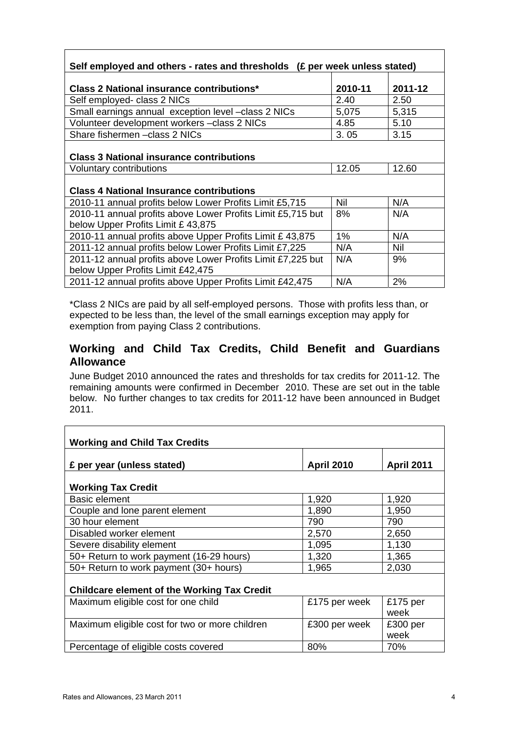| Self employed and others - rates and thresholds (£ per week unless stated) | | |
|---|---|---|
| **Class 2 National insurance contributions*** | **2010-11** | **2011-12** |
| Self employed- class 2 NICs | 2.40 | 2.50 |
| Small earnings annual exception level –class 2 NICs | 5,075 | 5,315 |
| Volunteer development workers –class 2 NICs | 4.85 | 5.10 |
| Share fishermen –class 2 NICs | 3. 05 | 3.15 |
| **Class 3 National insurance contributions** | | |
| Voluntary contributions | 12.05 | 12.60 |
| **Class 4 National Insurance contributions** | | |
| 2010-11 annual profits below Lower Profits Limit £5,715 | Nil | N/A |
| 2010-11 annual profits above Lower Profits Limit £5,715 but below Upper Profits Limit £ 43,875 | 8% | N/A |
| 2010-11 annual profits above Upper Profits Limit £ 43,875 | 1% | N/A |
| 2011-12 annual profits below Lower Profits Limit £7,225 | N/A | Nil |
| 2011-12 annual profits above Lower Profits Limit £7,225 but below Upper Profits Limit £42,475 | N/A | 9% |
| 2011-12 annual profits above Upper Profits Limit £42,475 | N/A | 2% |

*Class 2 NICs are paid by all self-employed persons. Those with profits less than, or expected to be less than, the level of the small earnings exception may apply for exemption from paying Class 2 contributions.

## Working and Child Tax Credits, Child Benefit and Guardians Allowance

June Budget 2010 announced the rates and thresholds for tax credits for 2011-12. The remaining amounts were confirmed in December 2010. These are set out in the table below. No further changes to tax credits for 2011-12 have been announced in Budget 2011.

| Working and Child Tax Credits | | |
|---|---|---|
| **£ per year (unless stated)** | **April 2010** | **April 2011** |
| **Working Tax Credit** | | |
| Basic element | 1,920 | 1,920 |
| Couple and lone parent element | 1,890 | 1,950 |
| 30 hour element | 790 | 790 |
| Disabled worker element | 2,570 | 2,650 |
| Severe disability element | 1,095 | 1,130 |
| 50+ Return to work payment (16-29 hours) | 1,320 | 1,365 |
| 50+ Return to work payment (30+ hours) | 1,965 | 2,030 |
| **Childcare element of the Working Tax Credit** | | |
| Maximum eligible cost for one child | £175 per week | £175 per week |
| Maximum eligible cost for two or more children | £300 per week | £300 per week |
| Percentage of eligible costs covered | 80% | 70% |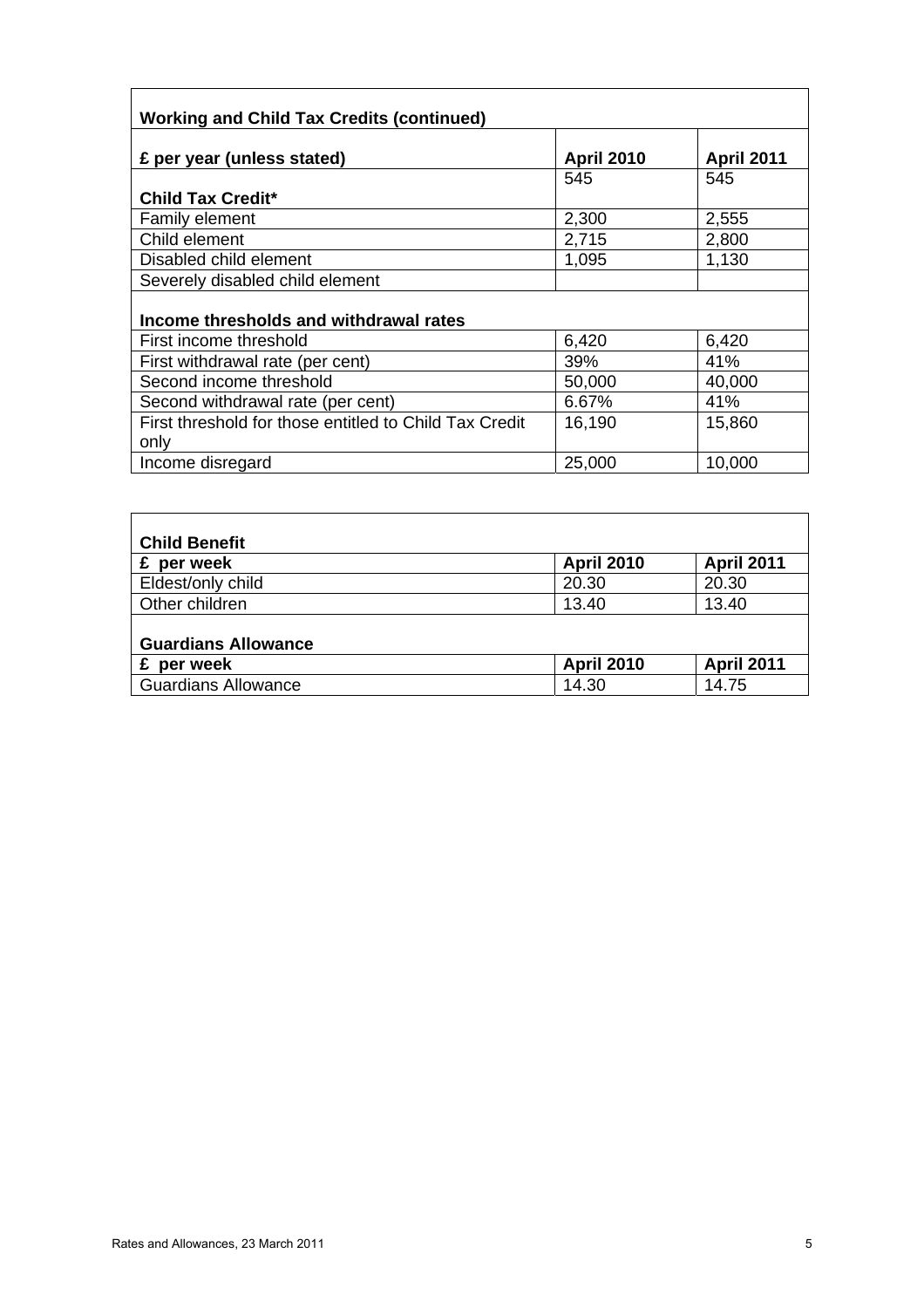| Working and Child Tax Credits (continued) | | |
|---|---|---|
| **£ per year (unless stated)** | **April 2010** | **April 2011** |
| **Child Tax Credit*** | 545 | 545 |
| Family element | 2,300 | 2,555 |
| Child element | 2,715 | 2,800 |
| Disabled child element | 1,095 | 1,130 |
| Severely disabled child element | | |
| **Income thresholds and withdrawal rates** | | |
| First income threshold | 6,420 | 6,420 |
| First withdrawal rate (per cent) | 39% | 41% |
| Second income threshold | 50,000 | 40,000 |
| Second withdrawal rate (per cent) | 6.67% | 41% |
| First threshold for those entitled to Child Tax Credit only | 16,190 | 15,860 |
| Income disregard | 25,000 | 10,000 |

| Child Benefit | | |
|---|---|---|
| **£ per week** | **April 2010** | **April 2011** |
| Eldest/only child | 20.30 | 20.30 |
| Other children | 13.40 | 13.40 |
| **Guardians Allowance** | | |
| **£ per week** | **April 2010** | **April 2011** |
| Guardians Allowance | 14.30 | 14.75 |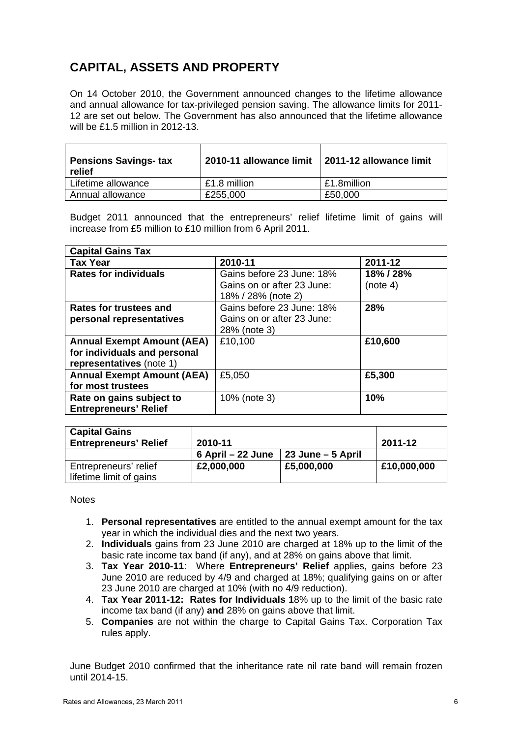# CAPITAL, ASSETS AND PROPERTY

On 14 October 2010, the Government announced changes to the lifetime allowance and annual allowance for tax-privileged pension saving. The allowance limits for 2011-12 are set out below. The Government has also announced that the lifetime allowance will be £1.5 million in 2012-13.

| Pensions Savings- tax relief | 2010-11 allowance limit | 2011-12 allowance limit |
|---|---|---|
| Lifetime allowance | £1.8 million | £1.8million |
| Annual allowance | £255,000 | £50,000 |

Budget 2011 announced that the entrepreneurs' relief lifetime limit of gains will increase from £5 million to £10 million from 6 April 2011.

| Capital Gains Tax | | |
|---|---|---|
| **Tax Year** | **2010-11** | **2011-12** |
| **Rates for individuals** | Gains before 23 June: 18%<br>Gains on or after 23 June: 18% / 28% (note 2) | **18% / 28%**<br>(note 4) |
| **Rates for trustees and personal representatives** | Gains before 23 June: 18%<br>Gains on or after 23 June: 28% (note 3) | **28%** |
| **Annual Exempt Amount (AEA) for individuals and personal representatives** (note 1) | £10,100 | **£10,600** |
| **Annual Exempt Amount (AEA) for most trustees** | £5,050 | **£5,300** |
| **Rate on gains subject to Entrepreneurs' Relief** | 10% (note 3) | **10%** |

| Capital Gains Entrepreneurs' Relief | 2010-11 | | 2011-12 |
|---|---|---|---|
| | **6 April – 22 June** | **23 June – 5 April** | |
| Entrepreneurs' relief lifetime limit of gains | **£2,000,000** | **£5,000,000** | **£10,000,000** |

Notes

1. **Personal representatives** are entitled to the annual exempt amount for the tax year in which the individual dies and the next two years.
2. **Individuals** gains from 23 June 2010 are charged at 18% up to the limit of the basic rate income tax band (if any), and at 28% on gains above that limit.
3. **Tax Year 2010-11**: Where **Entrepreneurs' Relief** applies, gains before 23 June 2010 are reduced by 4/9 and charged at 18%; qualifying gains on or after 23 June 2010 are charged at 10% (with no 4/9 reduction).
4. **Tax Year 2011-12: Rates for Individuals 1**8% up to the limit of the basic rate income tax band (if any) **and** 28% on gains above that limit.
5. **Companies** are not within the charge to Capital Gains Tax. Corporation Tax rules apply.

June Budget 2010 confirmed that the inheritance rate nil rate band will remain frozen until 2014-15.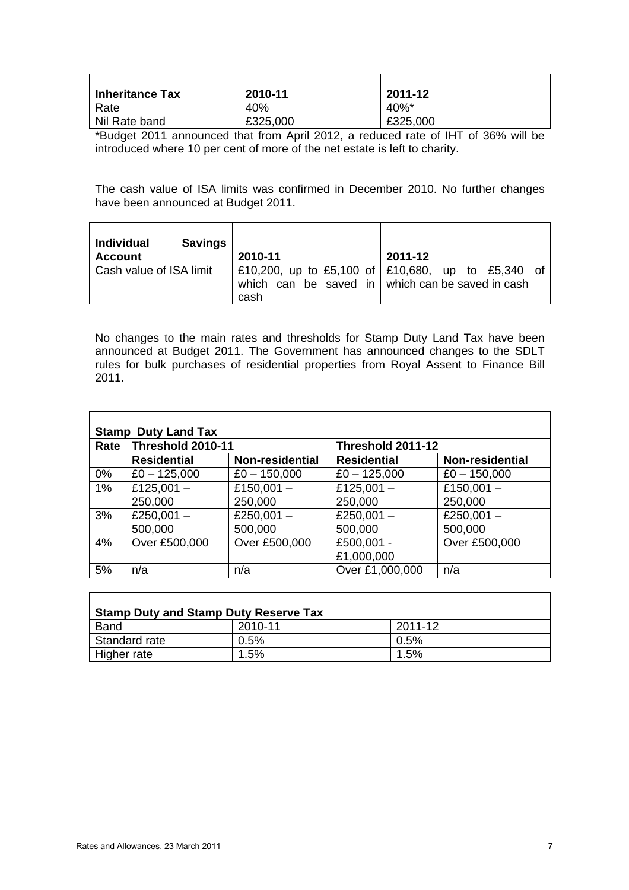| Inheritance Tax | 2010-11 | 2011-12 |
| --- | --- | --- |
| Rate | 40% | 40%* |
| Nil Rate band | £325,000 | £325,000 |

*Budget 2011 announced that from April 2012, a reduced rate of IHT of 36% will be introduced where 10 per cent of more of the net estate is left to charity.

The cash value of ISA limits was confirmed in December 2010. No further changes have been announced at Budget 2011.

| Individual Savings Account | 2010-11 | 2011-12 |
| --- | --- | --- |
| Cash value of ISA limit | £10,200, up to £5,100 of which can be saved in cash | £10,680, up to £5,340 of which can be saved in cash |

No changes to the main rates and thresholds for Stamp Duty Land Tax have been announced at Budget 2011. The Government has announced changes to the SDLT rules for bulk purchases of residential properties from Royal Assent to Finance Bill 2011.

| Stamp Duty Land Tax | | | | |
| --- | --- | --- | --- | --- |
| Rate | Threshold 2010-11 | | Threshold 2011-12 | |
| | Residential | Non-residential | Residential | Non-residential |
| 0% | £0 – 125,000 | £0 – 150,000 | £0 – 125,000 | £0 – 150,000 |
| 1% | £125,001 – 250,000 | £150,001 – 250,000 | £125,001 – 250,000 | £150,001 – 250,000 |
| 3% | £250,001 – 500,000 | £250,001 – 500,000 | £250,001 – 500,000 | £250,001 – 500,000 |
| 4% | Over £500,000 | Over £500,000 | £500,001 - £1,000,000 | Over £500,000 |
| 5% | n/a | n/a | Over £1,000,000 | n/a |

| Stamp Duty and Stamp Duty Reserve Tax | | |
| --- | --- | --- |
| Band | 2010-11 | 2011-12 |
| Standard rate | 0.5% | 0.5% |
| Higher rate | 1.5% | 1.5% |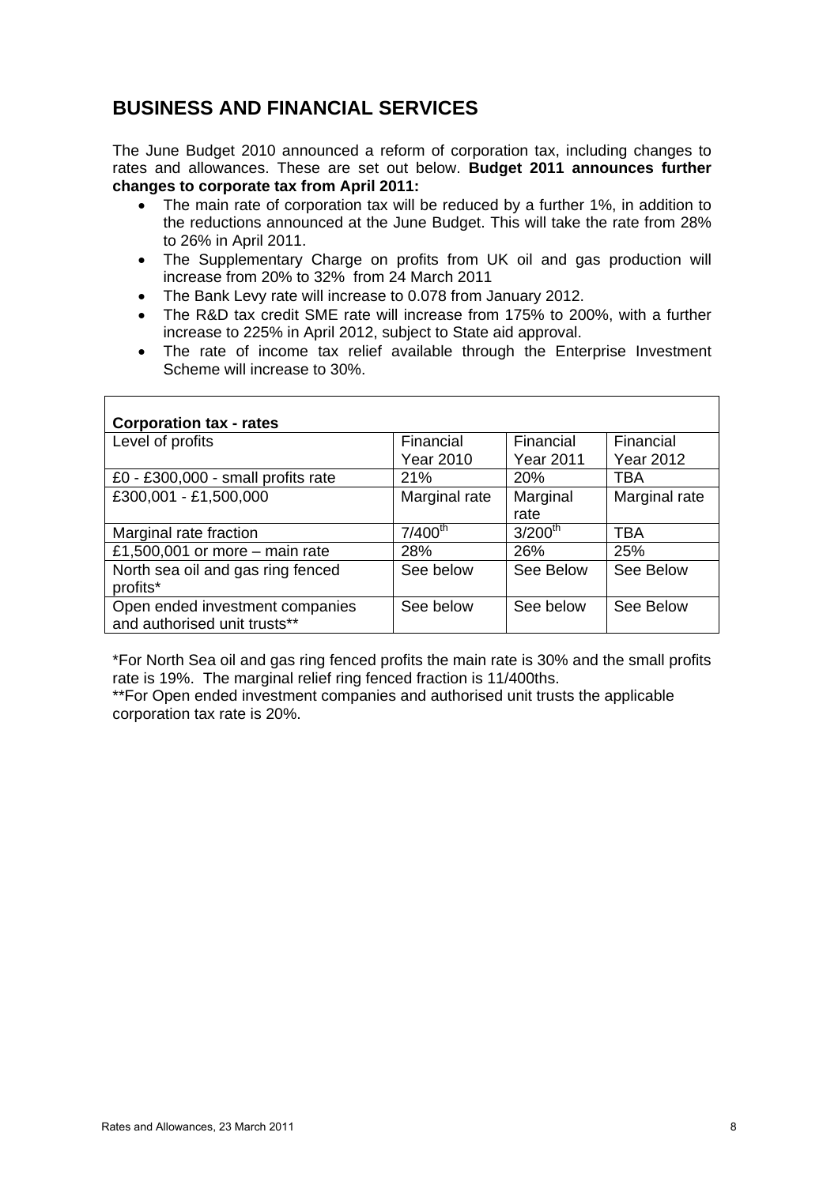## BUSINESS AND FINANCIAL SERVICES

The June Budget 2010 announced a reform of corporation tax, including changes to rates and allowances. These are set out below. **Budget 2011 announces further changes to corporate tax from April 2011:**

- The main rate of corporation tax will be reduced by a further 1%, in addition to the reductions announced at the June Budget. This will take the rate from 28% to 26% in April 2011.
- The Supplementary Charge on profits from UK oil and gas production will increase from 20% to 32% from 24 March 2011
- The Bank Levy rate will increase to 0.078 from January 2012.
- The R&D tax credit SME rate will increase from 175% to 200%, with a further increase to 225% in April 2012, subject to State aid approval.
- The rate of income tax relief available through the Enterprise Investment Scheme will increase to 30%.

| **Corporation tax - rates** | | | |
|---|---|---|---|
| Level of profits | Financial Year 2010 | Financial Year 2011 | Financial Year 2012 |
| £0 - £300,000 - small profits rate | 21% | 20% | TBA |
| £300,001 - £1,500,000 | Marginal rate | Marginal rate | Marginal rate |
| Marginal rate fraction | 7/400th | 3/200th | TBA |
| £1,500,001 or more – main rate | 28% | 26% | 25% |
| North sea oil and gas ring fenced profits* | See below | See Below | See Below |
| Open ended investment companies and authorised unit trusts** | See below | See below | See Below |

*For North Sea oil and gas ring fenced profits the main rate is 30% and the small profits rate is 19%. The marginal relief ring fenced fraction is 11/400ths.

**For Open ended investment companies and authorised unit trusts the applicable corporation tax rate is 20%.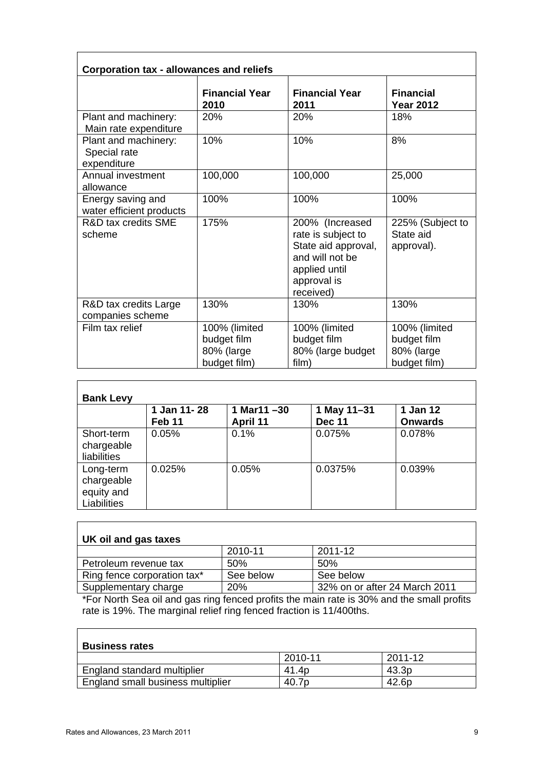**Corporation tax - allowances and reliefs**

| | Financial Year 2010 | Financial Year 2011 | Financial Year 2012 |
|---|---|---|---|
| Plant and machinery: Main rate expenditure | 20% | 20% | 18% |
| Plant and machinery: Special rate expenditure | 10% | 10% | 8% |
| Annual investment allowance | 100,000 | 100,000 | 25,000 |
| Energy saving and water efficient products | 100% | 100% | 100% |
| R&D tax credits SME scheme | 175% | 200% (Increased rate is subject to State aid approval, and will not be applied until approval is received) | 225% (Subject to State aid approval). |
| R&D tax credits Large companies scheme | 130% | 130% | 130% |
| Film tax relief | 100% (limited budget film 80% (large budget film) | 100% (limited budget film 80% (large budget film) | 100% (limited budget film 80% (large budget film) |

**Bank Levy**

| | 1 Jan 11- 28 Feb 11 | 1 Mar11 –30 April 11 | 1 May 11–31 Dec 11 | 1 Jan 12 Onwards |
|---|---|---|---|---|
| Short-term chargeable liabilities | 0.05% | 0.1% | 0.075% | 0.078% |
| Long-term chargeable equity and Liabilities | 0.025% | 0.05% | 0.0375% | 0.039% |

**UK oil and gas taxes**

| | 2010-11 | 2011-12 |
|---|---|---|
| Petroleum revenue tax | 50% | 50% |
| Ring fence corporation tax* | See below | See below |
| Supplementary charge | 20% | 32% on or after 24 March 2011 |

*For North Sea oil and gas ring fenced profits the main rate is 30% and the small profits rate is 19%. The marginal relief ring fenced fraction is 11/400ths.

**Business rates**

| | 2010-11 | 2011-12 |
|---|---|---|
| England standard multiplier | 41.4p | 43.3p |
| England small business multiplier | 40.7p | 42.6p |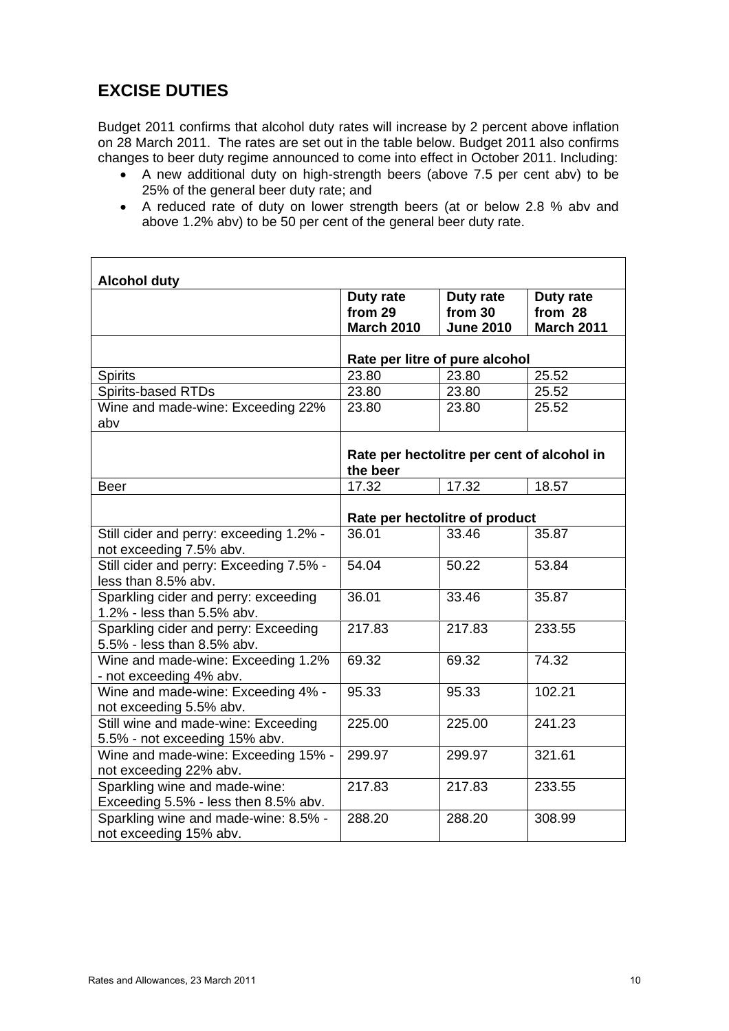## EXCISE DUTIES

Budget 2011 confirms that alcohol duty rates will increase by 2 percent above inflation on 28 March 2011. The rates are set out in the table below. Budget 2011 also confirms changes to beer duty regime announced to come into effect in October 2011. Including:

- A new additional duty on high-strength beers (above 7.5 per cent abv) to be 25% of the general beer duty rate; and
- A reduced rate of duty on lower strength beers (at or below 2.8 % abv and above 1.2% abv) to be 50 per cent of the general beer duty rate.

| Alcohol duty | | | |
|---|---|---|---|
| | **Duty rate from 29 March 2010** | **Duty rate from 30 June 2010** | **Duty rate from 28 March 2011** |
| | **Rate per litre of pure alcohol** | | |
| Spirits | 23.80 | 23.80 | 25.52 |
| Spirits-based RTDs | 23.80 | 23.80 | 25.52 |
| Wine and made-wine: Exceeding 22% abv | 23.80 | 23.80 | 25.52 |
| | **Rate per hectolitre per cent of alcohol in the beer** | | |
| Beer | 17.32 | 17.32 | 18.57 |
| | **Rate per hectolitre of product** | | |
| Still cider and perry: exceeding 1.2% - not exceeding 7.5% abv. | 36.01 | 33.46 | 35.87 |
| Still cider and perry: Exceeding 7.5% - less than 8.5% abv. | 54.04 | 50.22 | 53.84 |
| Sparkling cider and perry: exceeding 1.2% - less than 5.5% abv. | 36.01 | 33.46 | 35.87 |
| Sparkling cider and perry: Exceeding 5.5% - less than 8.5% abv. | 217.83 | 217.83 | 233.55 |
| Wine and made-wine: Exceeding 1.2% - not exceeding 4% abv. | 69.32 | 69.32 | 74.32 |
| Wine and made-wine: Exceeding 4% - not exceeding 5.5% abv. | 95.33 | 95.33 | 102.21 |
| Still wine and made-wine: Exceeding 5.5% - not exceeding 15% abv. | 225.00 | 225.00 | 241.23 |
| Wine and made-wine: Exceeding 15% - not exceeding 22% abv. | 299.97 | 299.97 | 321.61 |
| Sparkling wine and made-wine: Exceeding 5.5% - less then 8.5% abv. | 217.83 | 217.83 | 233.55 |
| Sparkling wine and made-wine: 8.5% - not exceeding 15% abv. | 288.20 | 288.20 | 308.99 |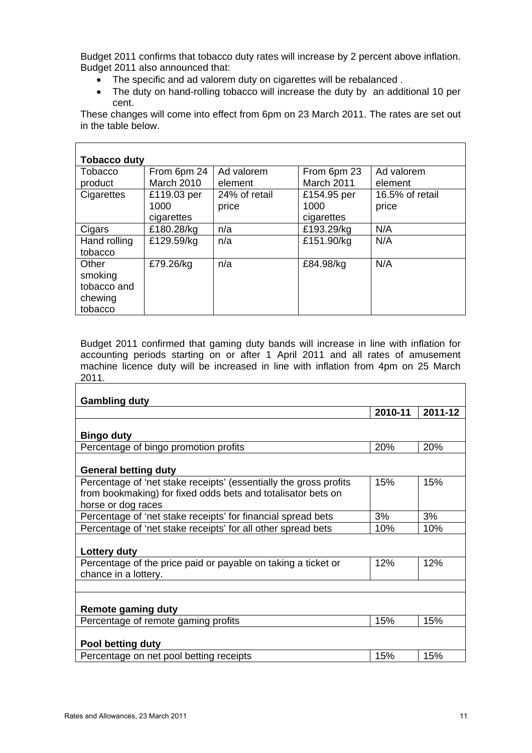Budget 2011 confirms that tobacco duty rates will increase by 2 percent above inflation. Budget 2011 also announced that:

- The specific and ad valorem duty on cigarettes will be rebalanced .
- The duty on hand-rolling tobacco will increase the duty by an additional 10 per cent.

These changes will come into effect from 6pm on 23 March 2011. The rates are set out in the table below.

| **Tobacco duty** | | | | |
|---|---|---|---|---|
| Tobacco product | From 6pm 24 March 2010 | Ad valorem element | From 6pm 23 March 2011 | Ad valorem element |
| Cigarettes | £119.03 per 1000 cigarettes | 24% of retail price | £154.95 per 1000 cigarettes | 16.5% of retail price |
| Cigars | £180.28/kg | n/a | £193.29/kg | N/A |
| Hand rolling tobacco | £129.59/kg | n/a | £151.90/kg | N/A |
| Other smoking tobacco and chewing tobacco | £79.26/kg | n/a | £84.98/kg | N/A |

Budget 2011 confirmed that gaming duty bands will increase in line with inflation for accounting periods starting on or after 1 April 2011 and all rates of amusement machine licence duty will be increased in line with inflation from 4pm on 25 March 2011.

| **Gambling duty** | | |
|---|---|---|
| | **2010-11** | **2011-12** |
| **Bingo duty** | | |
| Percentage of bingo promotion profits | 20% | 20% |
| **General betting duty** | | |
| Percentage of 'net stake receipts' (essentially the gross profits from bookmaking) for fixed odds bets and totalisator bets on horse or dog races | 15% | 15% |
| Percentage of 'net stake receipts' for financial spread bets | 3% | 3% |
| Percentage of 'net stake receipts' for all other spread bets | 10% | 10% |
| **Lottery duty** | | |
| Percentage of the price paid or payable on taking a ticket or chance in a lottery. | 12% | 12% |
| | | |
| **Remote gaming duty** | | |
| Percentage of remote gaming profits | 15% | 15% |
| **Pool betting duty** | | |
| Percentage on net pool betting receipts | 15% | 15% |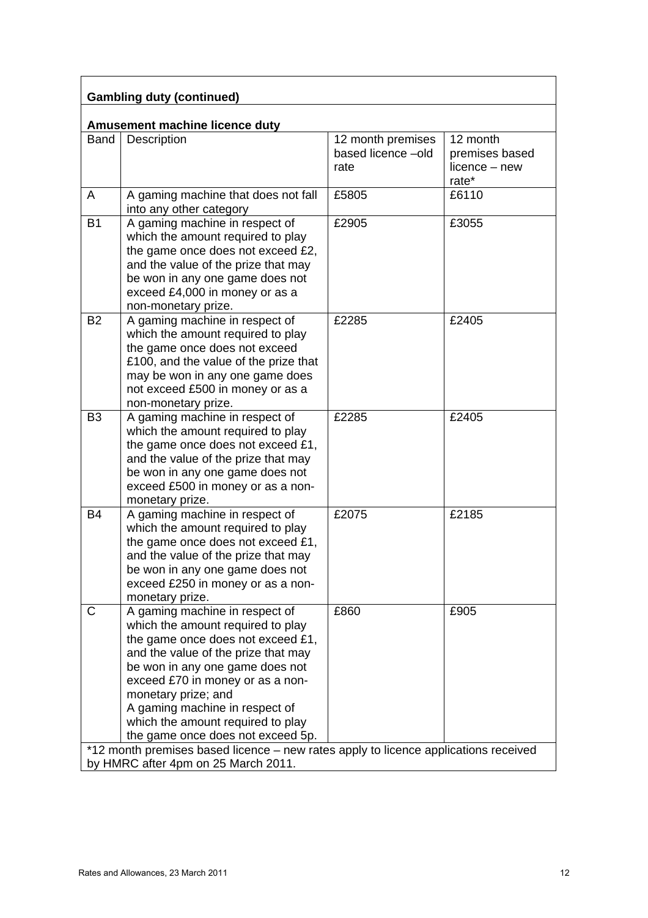## Gambling duty (continued)

### Amusement machine licence duty

| Band | Description | 12 month premises based licence –old rate | 12 month premises based licence – new rate* |
|---|---|---|---|
| A | A gaming machine that does not fall into any other category | £5805 | £6110 |
| B1 | A gaming machine in respect of which the amount required to play the game once does not exceed £2, and the value of the prize that may be won in any one game does not exceed £4,000 in money or as a non-monetary prize. | £2905 | £3055 |
| B2 | A gaming machine in respect of which the amount required to play the game once does not exceed £100, and the value of the prize that may be won in any one game does not exceed £500 in money or as a non-monetary prize. | £2285 | £2405 |
| B3 | A gaming machine in respect of which the amount required to play the game once does not exceed £1, and the value of the prize that may be won in any one game does not exceed £500 in money or as a non-monetary prize. | £2285 | £2405 |
| B4 | A gaming machine in respect of which the amount required to play the game once does not exceed £1, and the value of the prize that may be won in any one game does not exceed £250 in money or as a non-monetary prize. | £2075 | £2185 |
| C | A gaming machine in respect of which the amount required to play the game once does not exceed £1, and the value of the prize that may be won in any one game does not exceed £70 in money or as a non-monetary prize; and A gaming machine in respect of which the amount required to play the game once does not exceed 5p. | £860 | £905 |

*12 month premises based licence – new rates apply to licence applications received by HMRC after 4pm on 25 March 2011.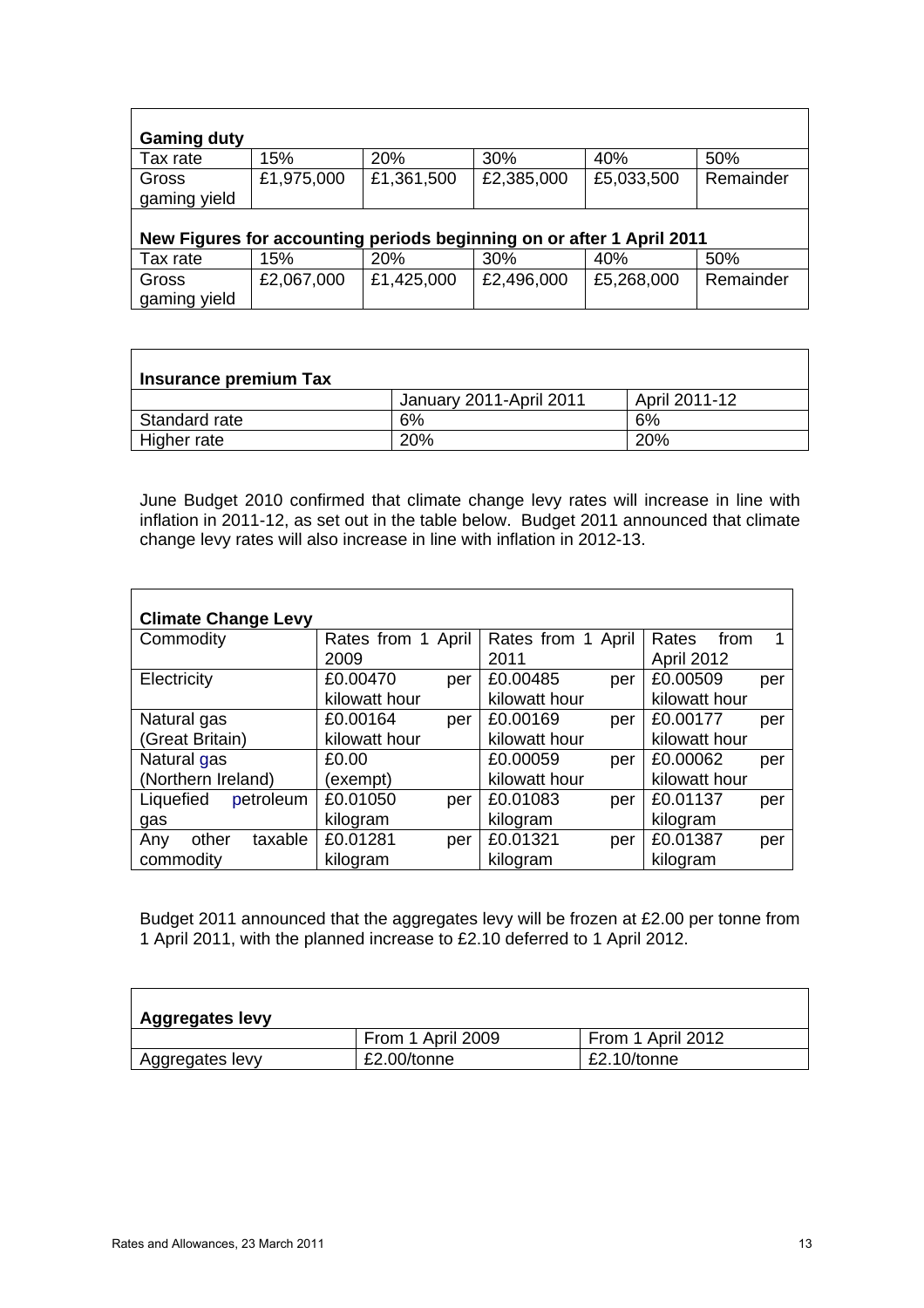| **Gaming duty** | | | | | |
|---|---|---|---|---|---|
| Tax rate | 15% | 20% | 30% | 40% | 50% |
| Gross gaming yield | £1,975,000 | £1,361,500 | £2,385,000 | £5,033,500 | Remainder |
| **New Figures for accounting periods beginning on or after 1 April 2011** | | | | | |
| Tax rate | 15% | 20% | 30% | 40% | 50% |
| Gross gaming yield | £2,067,000 | £1,425,000 | £2,496,000 | £5,268,000 | Remainder |

| **Insurance premium Tax** | | |
|---|---|---|
| | January 2011-April 2011 | April 2011-12 |
| Standard rate | 6% | 6% |
| Higher rate | 20% | 20% |

June Budget 2010 confirmed that climate change levy rates will increase in line with inflation in 2011-12, as set out in the table below. Budget 2011 announced that climate change levy rates will also increase in line with inflation in 2012-13.

| **Climate Change Levy** | | | |
|---|---|---|---|
| Commodity | Rates from 1 April 2009 | Rates from 1 April 2011 | Rates from 1 April 2012 |
| Electricity | £0.00470 per kilowatt hour | £0.00485 per kilowatt hour | £0.00509 per kilowatt hour |
| Natural gas (Great Britain) | £0.00164 per kilowatt hour | £0.00169 per kilowatt hour | £0.00177 per kilowatt hour |
| Natural gas (Northern Ireland) | £0.00 (exempt) | £0.00059 per kilowatt hour | £0.00062 per kilowatt hour |
| Liquefied petroleum gas | £0.01050 per kilogram | £0.01083 per kilogram | £0.01137 per kilogram |
| Any other taxable commodity | £0.01281 per kilogram | £0.01321 per kilogram | £0.01387 per kilogram |

Budget 2011 announced that the aggregates levy will be frozen at £2.00 per tonne from 1 April 2011, with the planned increase to £2.10 deferred to 1 April 2012.

| **Aggregates levy** | | |
|---|---|---|
| | From 1 April 2009 | From 1 April 2012 |
| Aggregates levy | £2.00/tonne | £2.10/tonne |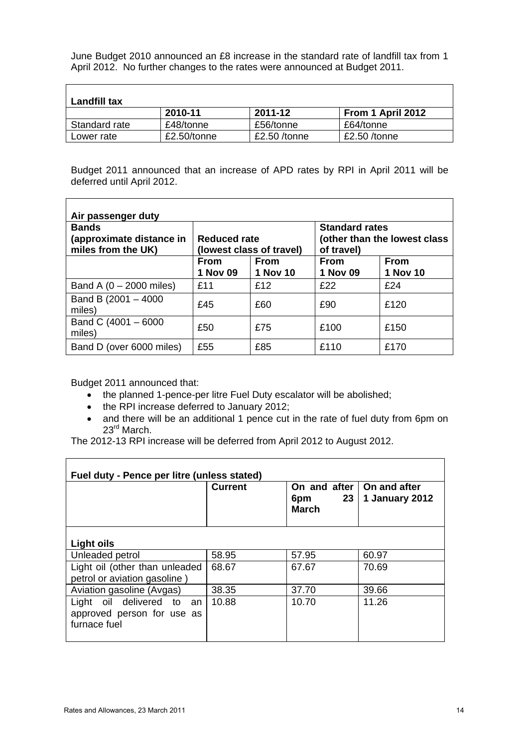June Budget 2010 announced an £8 increase in the standard rate of landfill tax from 1 April 2012. No further changes to the rates were announced at Budget 2011.

| **Landfill tax** | | | |
|---|---|---|---|
| | **2010-11** | **2011-12** | **From 1 April 2012** |
| Standard rate | £48/tonne | £56/tonne | £64/tonne |
| Lower rate | £2.50/tonne | £2.50 /tonne | £2.50 /tonne |

Budget 2011 announced that an increase of APD rates by RPI in April 2011 will be deferred until April 2012.

| **Air passenger duty** | | | | |
|---|---|---|---|---|
| **Bands (approximate distance in miles from the UK)** | **Reduced rate (lowest class of travel)** | | **Standard rates (other than the lowest class of travel)** | |
| | **From 1 Nov 09** | **From 1 Nov 10** | **From 1 Nov 09** | **From 1 Nov 10** |
| Band A (0 – 2000 miles) | £11 | £12 | £22 | £24 |
| Band B (2001 – 4000 miles) | £45 | £60 | £90 | £120 |
| Band C (4001 – 6000 miles) | £50 | £75 | £100 | £150 |
| Band D (over 6000 miles) | £55 | £85 | £110 | £170 |

Budget 2011 announced that:

- the planned 1-pence-per litre Fuel Duty escalator will be abolished;
- the RPI increase deferred to January 2012;
- and there will be an additional 1 pence cut in the rate of fuel duty from 6pm on 23rd March.

The 2012-13 RPI increase will be deferred from April 2012 to August 2012.

| **Fuel duty - Pence per litre (unless stated)** | | | |
|---|---|---|---|
| | **Current** | **On and after 6pm 23 March** | **On and after 1 January 2012** |
| **Light oils** | | | |
| Unleaded petrol | 58.95 | 57.95 | 60.97 |
| Light oil (other than unleaded petrol or aviation gasoline ) | 68.67 | 67.67 | 70.69 |
| Aviation gasoline (Avgas) | 38.35 | 37.70 | 39.66 |
| Light oil delivered to an approved person for use as furnace fuel | 10.88 | 10.70 | 11.26 |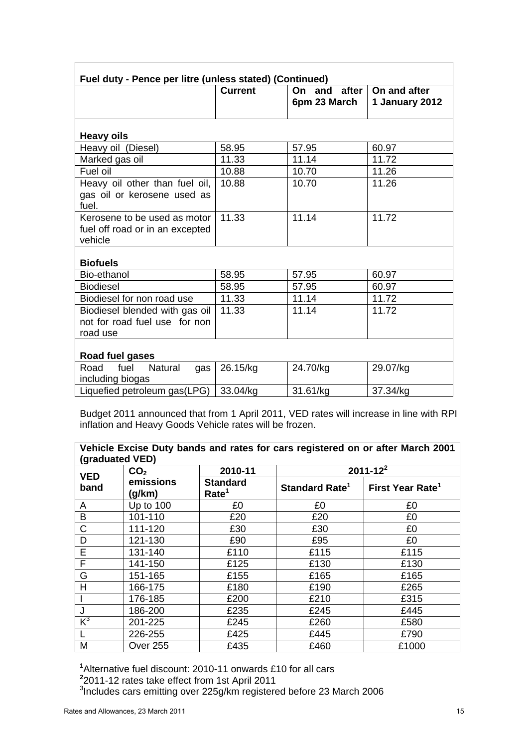| Fuel duty - Pence per litre (unless stated) (Continued) | | | |
|---|---|---|---|
| | Current | On and after 6pm 23 March | On and after 1 January 2012 |
| **Heavy oils** | | | |
| Heavy oil (Diesel) | 58.95 | 57.95 | 60.97 |
| Marked gas oil | 11.33 | 11.14 | 11.72 |
| Fuel oil | 10.88 | 10.70 | 11.26 |
| Heavy oil other than fuel oil, gas oil or kerosene used as fuel. | 10.88 | 10.70 | 11.26 |
| Kerosene to be used as motor fuel off road or in an excepted vehicle | 11.33 | 11.14 | 11.72 |
| **Biofuels** | | | |
| Bio-ethanol | 58.95 | 57.95 | 60.97 |
| Biodiesel | 58.95 | 57.95 | 60.97 |
| Biodiesel for non road use | 11.33 | 11.14 | 11.72 |
| Biodiesel blended with gas oil not for road fuel use for non road use | 11.33 | 11.14 | 11.72 |
| **Road fuel gases** | | | |
| Road fuel Natural gas including biogas | 26.15/kg | 24.70/kg | 29.07/kg |
| Liquefied petroleum gas(LPG) | 33.04/kg | 31.61/kg | 37.34/kg |

Budget 2011 announced that from 1 April 2011, VED rates will increase in line with RPI inflation and Heavy Goods Vehicle rates will be frozen.

| Vehicle Excise Duty bands and rates for cars registered on or after March 2001 (graduated VED) | | | | |
|---|---|---|---|---|
| VED band | $CO_2$ emissions (g/km) | 2010-11 | 2011-12[2] | |
| | | Standard Rate[1] | Standard Rate[1] | First Year Rate[1] |
| A | Up to 100 | £0 | £0 | £0 |
| B | 101-110 | £20 | £20 | £0 |
| C | 111-120 | £30 | £30 | £0 |
| D | 121-130 | £90 | £95 | £0 |
| E | 131-140 | £110 | £115 | £115 |
| F | 141-150 | £125 | £130 | £130 |
| G | 151-165 | £155 | £165 | £165 |
| H | 166-175 | £180 | £190 | £265 |
| I | 176-185 | £200 | £210 | £315 |
| J | 186-200 | £235 | £245 | £445 |
| K[3] | 201-225 | £245 | £260 | £580 |
| L | 226-255 | £425 | £445 | £790 |
| M | Over 255 | £435 | £460 | £1000 |

[1]Alternative fuel discount: 2010-11 onwards £10 for all cars

[2]2011-12 rates take effect from 1st April 2011

[3]Includes cars emitting over 225g/km registered before 23 March 2006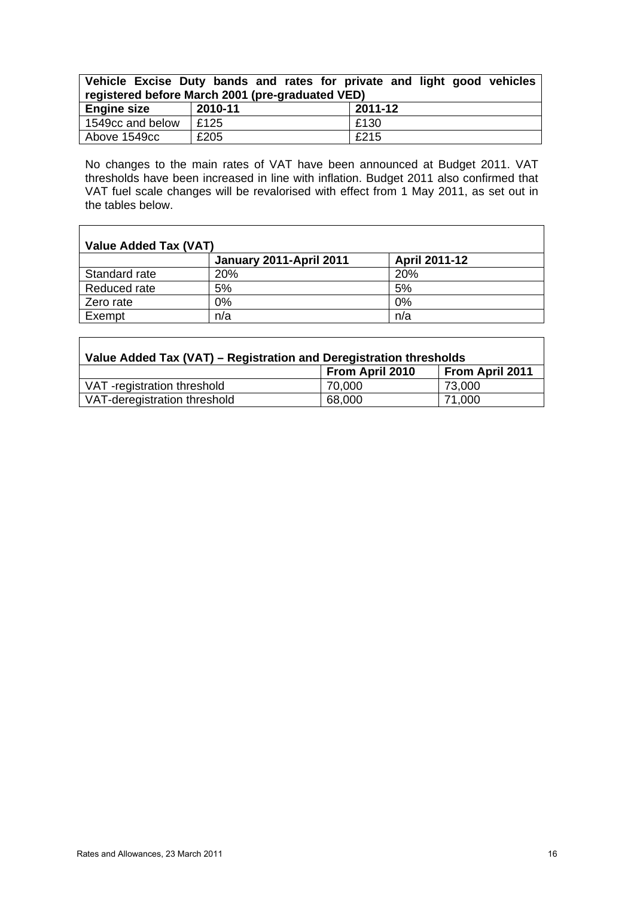| Vehicle Excise Duty bands and rates for private and light good vehicles registered before March 2001 (pre-graduated VED) | | |
|---|---|---|
| **Engine size** | **2010-11** | **2011-12** |
| 1549cc and below | £125 | £130 |
| Above 1549cc | £205 | £215 |

No changes to the main rates of VAT have been announced at Budget 2011. VAT thresholds have been increased in line with inflation. Budget 2011 also confirmed that VAT fuel scale changes will be revalorised with effect from 1 May 2011, as set out in the tables below.

| Value Added Tax (VAT) | | |
|---|---|---|
| | **January 2011-April 2011** | **April 2011-12** |
| Standard rate | 20% | 20% |
| Reduced rate | 5% | 5% |
| Zero rate | 0% | 0% |
| Exempt | n/a | n/a |

| Value Added Tax (VAT) – Registration and Deregistration thresholds | | |
|---|---|---|
| | **From April 2010** | **From April 2011** |
| VAT -registration threshold | 70,000 | 73,000 |
| VAT-deregistration threshold | 68,000 | 71,000 |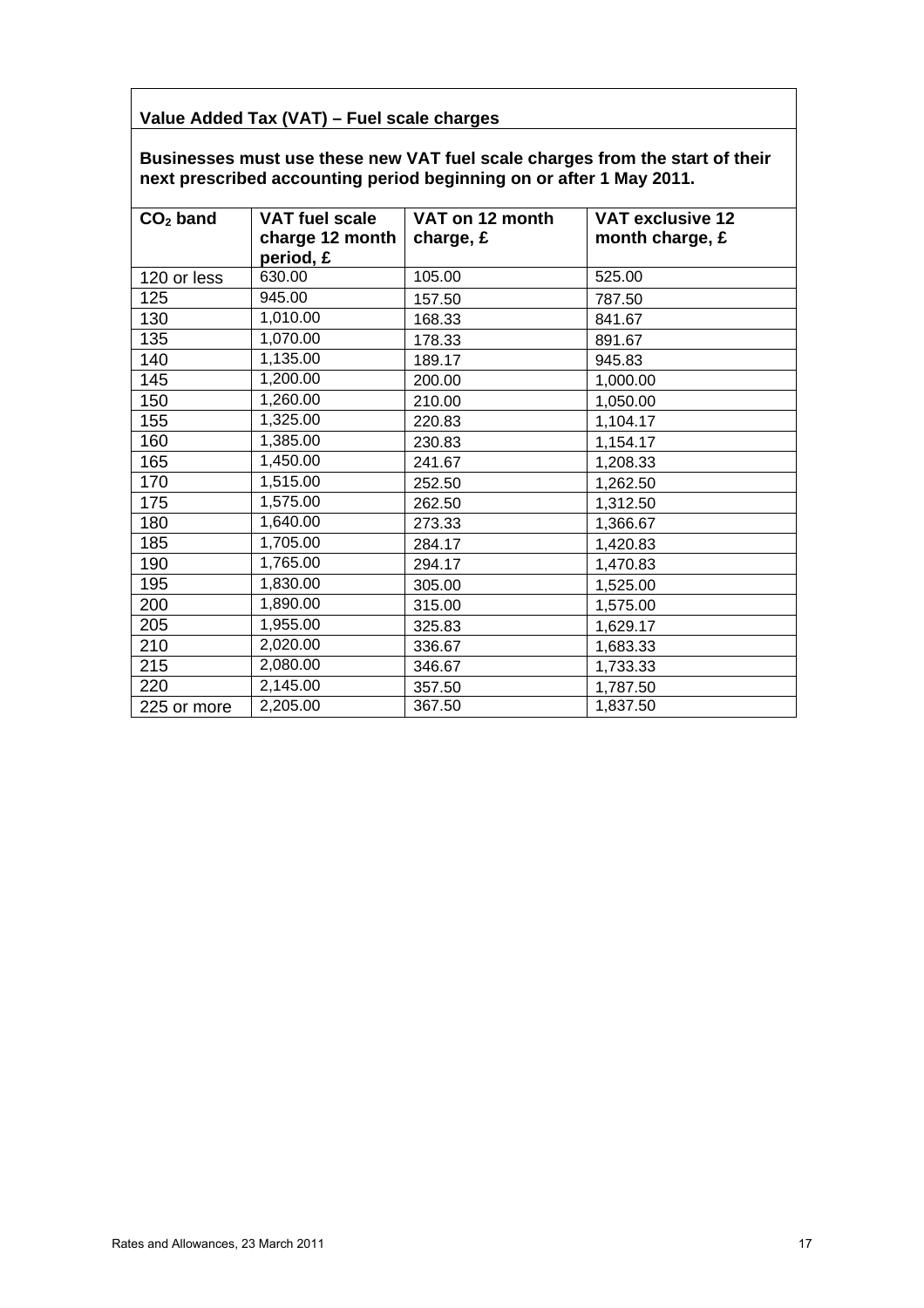**Value Added Tax (VAT) – Fuel scale charges**

**Businesses must use these new VAT fuel scale charges from the start of their next prescribed accounting period beginning on or after 1 May 2011.**

| $CO_2$ band | VAT fuel scale charge 12 month period, £ | VAT on 12 month charge, £ | VAT exclusive 12 month charge, £ |
|---|---|---|---|
| 120 or less | 630.00 | 105.00 | 525.00 |
| 125 | 945.00 | 157.50 | 787.50 |
| 130 | 1,010.00 | 168.33 | 841.67 |
| 135 | 1,070.00 | 178.33 | 891.67 |
| 140 | 1,135.00 | 189.17 | 945.83 |
| 145 | 1,200.00 | 200.00 | 1,000.00 |
| 150 | 1,260.00 | 210.00 | 1,050.00 |
| 155 | 1,325.00 | 220.83 | 1,104.17 |
| 160 | 1,385.00 | 230.83 | 1,154.17 |
| 165 | 1,450.00 | 241.67 | 1,208.33 |
| 170 | 1,515.00 | 252.50 | 1,262.50 |
| 175 | 1,575.00 | 262.50 | 1,312.50 |
| 180 | 1,640.00 | 273.33 | 1,366.67 |
| 185 | 1,705.00 | 284.17 | 1,420.83 |
| 190 | 1,765.00 | 294.17 | 1,470.83 |
| 195 | 1,830.00 | 305.00 | 1,525.00 |
| 200 | 1,890.00 | 315.00 | 1,575.00 |
| 205 | 1,955.00 | 325.83 | 1,629.17 |
| 210 | 2,020.00 | 336.67 | 1,683.33 |
| 215 | 2,080.00 | 346.67 | 1,733.33 |
| 220 | 2,145.00 | 357.50 | 1,787.50 |
| 225 or more | 2,205.00 | 367.50 | 1,837.50 |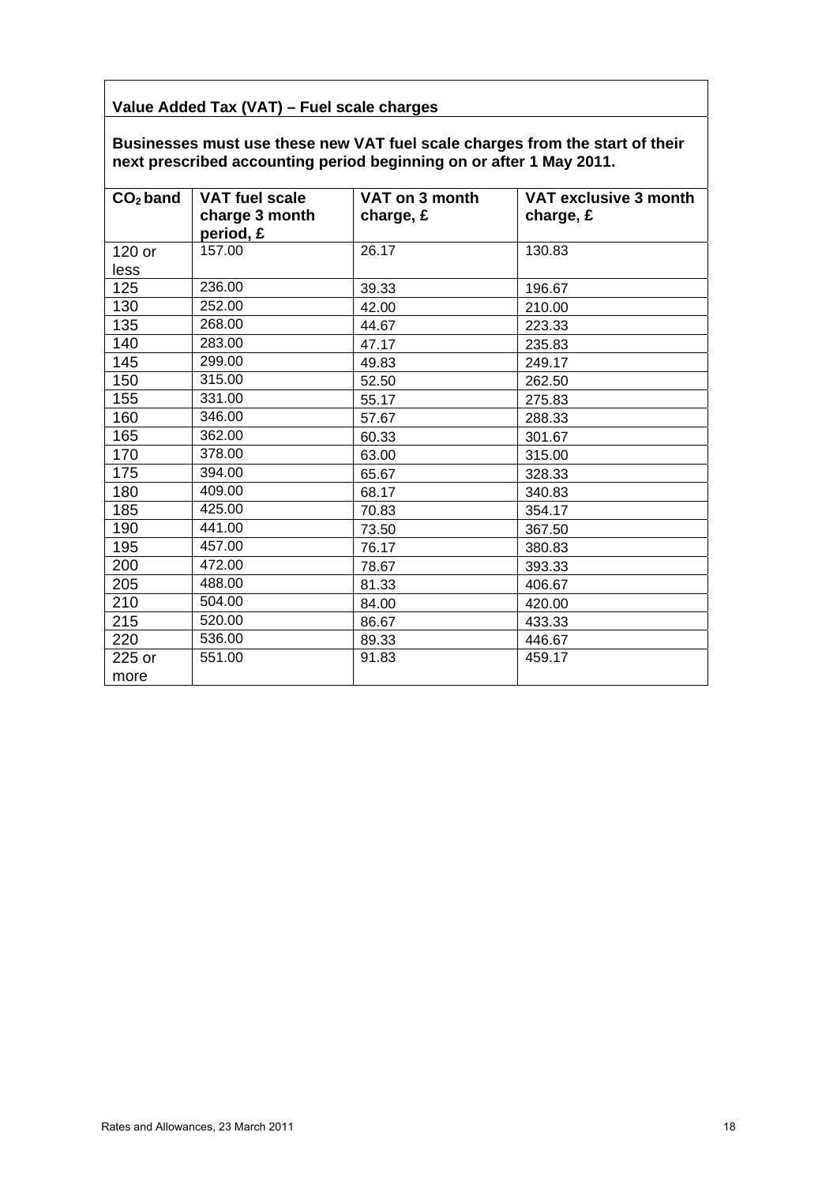**Value Added Tax (VAT) – Fuel scale charges**

**Businesses must use these new VAT fuel scale charges from the start of their next prescribed accounting period beginning on or after 1 May 2011.**

| $CO_2$ band | VAT fuel scale charge 3 month period, £ | VAT on 3 month charge, £ | VAT exclusive 3 month charge, £ |
|---|---|---|---|
| 120 or less | 157.00 | 26.17 | 130.83 |
| 125 | 236.00 | 39.33 | 196.67 |
| 130 | 252.00 | 42.00 | 210.00 |
| 135 | 268.00 | 44.67 | 223.33 |
| 140 | 283.00 | 47.17 | 235.83 |
| 145 | 299.00 | 49.83 | 249.17 |
| 150 | 315.00 | 52.50 | 262.50 |
| 155 | 331.00 | 55.17 | 275.83 |
| 160 | 346.00 | 57.67 | 288.33 |
| 165 | 362.00 | 60.33 | 301.67 |
| 170 | 378.00 | 63.00 | 315.00 |
| 175 | 394.00 | 65.67 | 328.33 |
| 180 | 409.00 | 68.17 | 340.83 |
| 185 | 425.00 | 70.83 | 354.17 |
| 190 | 441.00 | 73.50 | 367.50 |
| 195 | 457.00 | 76.17 | 380.83 |
| 200 | 472.00 | 78.67 | 393.33 |
| 205 | 488.00 | 81.33 | 406.67 |
| 210 | 504.00 | 84.00 | 420.00 |
| 215 | 520.00 | 86.67 | 433.33 |
| 220 | 536.00 | 89.33 | 446.67 |
| 225 or more | 551.00 | 91.83 | 459.17 |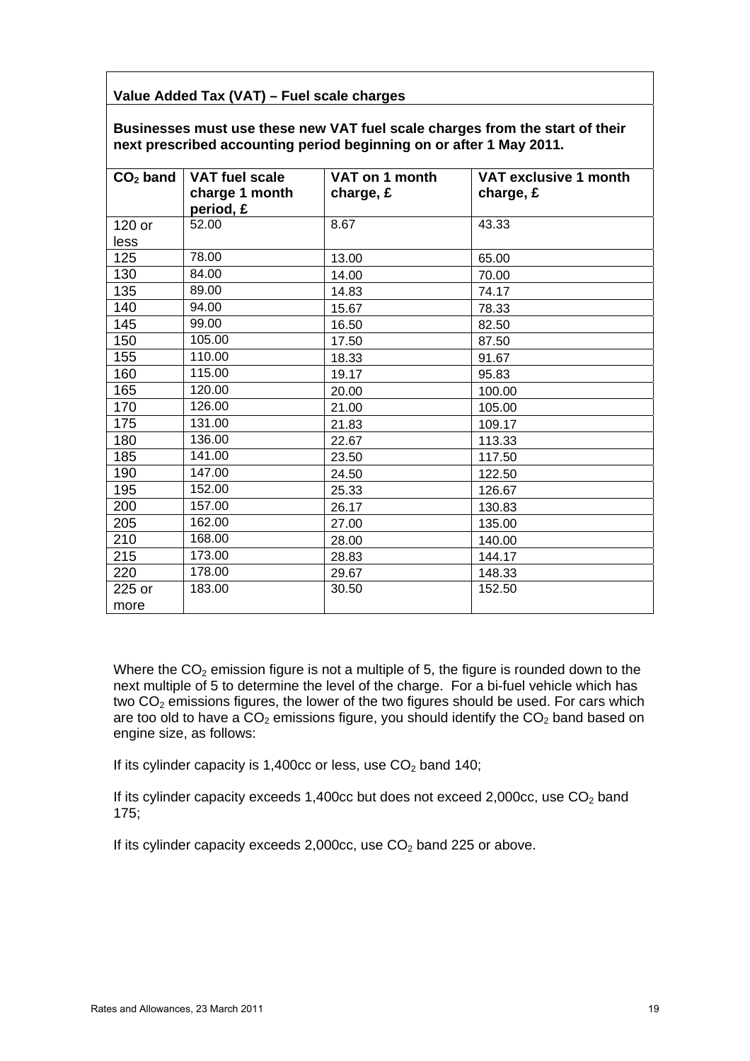## Value Added Tax (VAT) – Fuel scale charges

**Businesses must use these new VAT fuel scale charges from the start of their next prescribed accounting period beginning on or after 1 May 2011.**

| $CO_2$ band | VAT fuel scale charge 1 month period, £ | VAT on 1 month charge, £ | VAT exclusive 1 month charge, £ |
|---|---|---|---|
| 120 or less | 52.00 | 8.67 | 43.33 |
| 125 | 78.00 | 13.00 | 65.00 |
| 130 | 84.00 | 14.00 | 70.00 |
| 135 | 89.00 | 14.83 | 74.17 |
| 140 | 94.00 | 15.67 | 78.33 |
| 145 | 99.00 | 16.50 | 82.50 |
| 150 | 105.00 | 17.50 | 87.50 |
| 155 | 110.00 | 18.33 | 91.67 |
| 160 | 115.00 | 19.17 | 95.83 |
| 165 | 120.00 | 20.00 | 100.00 |
| 170 | 126.00 | 21.00 | 105.00 |
| 175 | 131.00 | 21.83 | 109.17 |
| 180 | 136.00 | 22.67 | 113.33 |
| 185 | 141.00 | 23.50 | 117.50 |
| 190 | 147.00 | 24.50 | 122.50 |
| 195 | 152.00 | 25.33 | 126.67 |
| 200 | 157.00 | 26.17 | 130.83 |
| 205 | 162.00 | 27.00 | 135.00 |
| 210 | 168.00 | 28.00 | 140.00 |
| 215 | 173.00 | 28.83 | 144.17 |
| 220 | 178.00 | 29.67 | 148.33 |
| 225 or more | 183.00 | 30.50 | 152.50 |

Where the $CO_2$ emission figure is not a multiple of 5, the figure is rounded down to the next multiple of 5 to determine the level of the charge. For a bi-fuel vehicle which has two $CO_2$ emissions figures, the lower of the two figures should be used. For cars which are too old to have a $CO_2$ emissions figure, you should identify the $CO_2$ band based on engine size, as follows:

If its cylinder capacity is 1,400cc or less, use $CO_2$ band 140;

If its cylinder capacity exceeds 1,400cc but does not exceed 2,000cc, use $CO_2$ band 175;

If its cylinder capacity exceeds 2,000cc, use $CO_2$ band 225 or above.